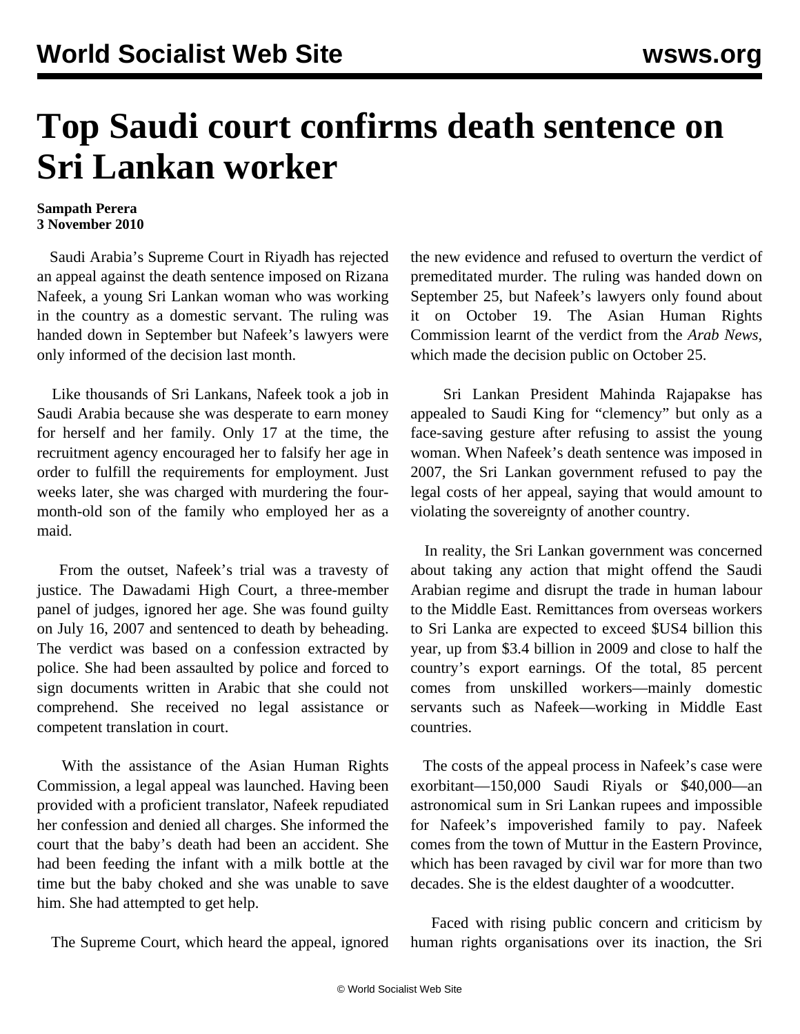# Top Saudi court confirms death sentence on Sri Lankan worker

**Sampath Perera**
**3 November 2010**

Saudi Arabia's Supreme Court in Riyadh has rejected an appeal against the death sentence imposed on Rizana Nafeek, a young Sri Lankan woman who was working in the country as a domestic servant. The ruling was handed down in September but Nafeek's lawyers were only informed of the decision last month.

Like thousands of Sri Lankans, Nafeek took a job in Saudi Arabia because she was desperate to earn money for herself and her family. Only 17 at the time, the recruitment agency encouraged her to falsify her age in order to fulfill the requirements for employment. Just weeks later, she was charged with murdering the four-month-old son of the family who employed her as a maid.

From the outset, Nafeek's trial was a travesty of justice. The Dawadami High Court, a three-member panel of judges, ignored her age. She was found guilty on July 16, 2007 and sentenced to death by beheading. The verdict was based on a confession extracted by police. She had been assaulted by police and forced to sign documents written in Arabic that she could not comprehend. She received no legal assistance or competent translation in court.

With the assistance of the Asian Human Rights Commission, a legal appeal was launched. Having been provided with a proficient translator, Nafeek repudiated her confession and denied all charges. She informed the court that the baby's death had been an accident. She had been feeding the infant with a milk bottle at the time but the baby choked and she was unable to save him. She had attempted to get help.

The Supreme Court, which heard the appeal, ignored the new evidence and refused to overturn the verdict of premeditated murder. The ruling was handed down on September 25, but Nafeek's lawyers only found about it on October 19. The Asian Human Rights Commission learnt of the verdict from the *Arab News*, which made the decision public on October 25.

Sri Lankan President Mahinda Rajapakse has appealed to Saudi King for "clemency" but only as a face-saving gesture after refusing to assist the young woman. When Nafeek's death sentence was imposed in 2007, the Sri Lankan government refused to pay the legal costs of her appeal, saying that would amount to violating the sovereignty of another country.

In reality, the Sri Lankan government was concerned about taking any action that might offend the Saudi Arabian regime and disrupt the trade in human labour to the Middle East. Remittances from overseas workers to Sri Lanka are expected to exceed $US4 billion this year, up from $3.4 billion in 2009 and close to half the country's export earnings. Of the total, 85 percent comes from unskilled workers—mainly domestic servants such as Nafeek—working in Middle East countries.

The costs of the appeal process in Nafeek's case were exorbitant—150,000 Saudi Riyals or $40,000—an astronomical sum in Sri Lankan rupees and impossible for Nafeek's impoverished family to pay. Nafeek comes from the town of Muttur in the Eastern Province, which has been ravaged by civil war for more than two decades. She is the eldest daughter of a woodcutter.

Faced with rising public concern and criticism by human rights organisations over its inaction, the Sri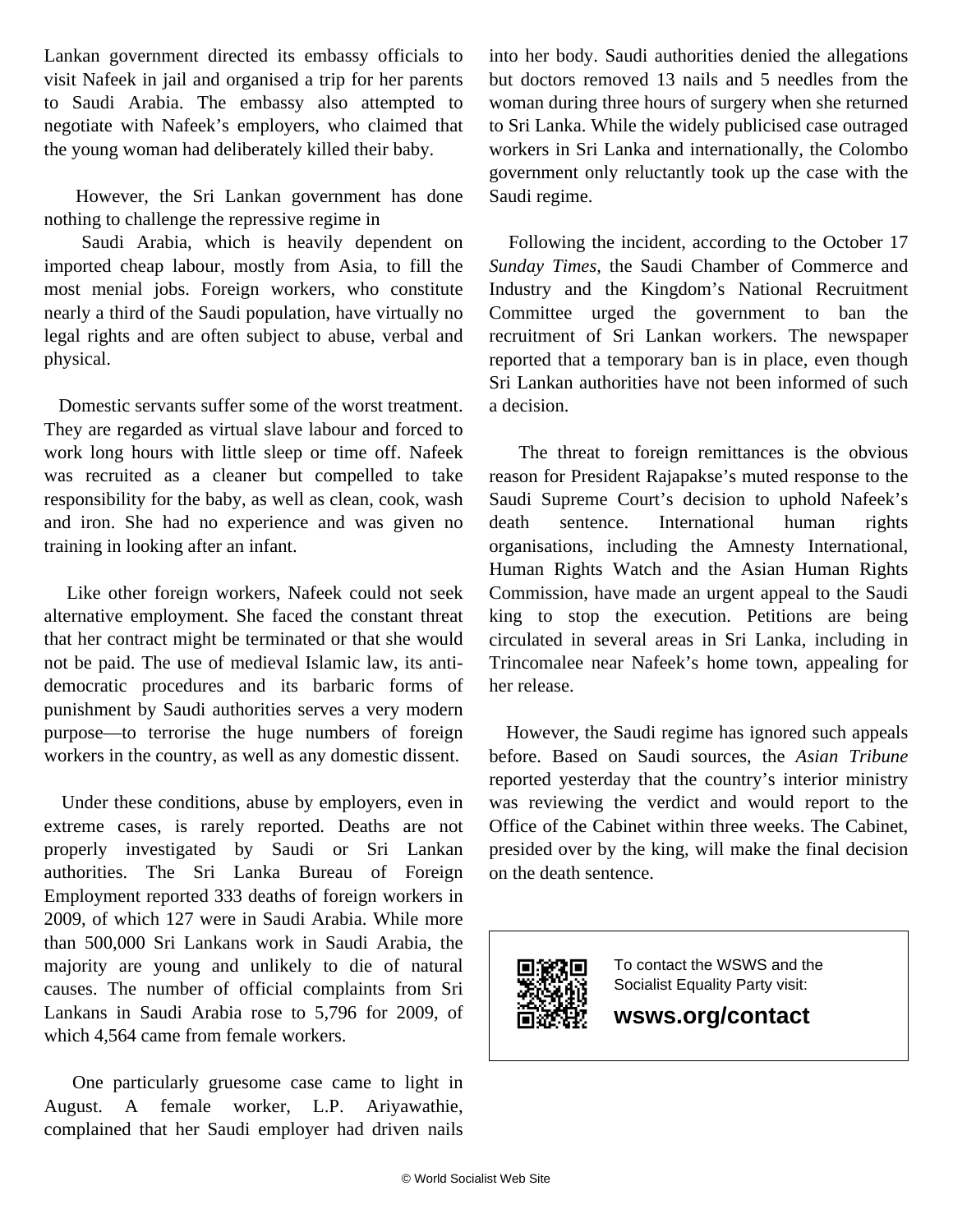Lankan government directed its embassy officials to visit Nafeek in jail and organised a trip for her parents to Saudi Arabia. The embassy also attempted to negotiate with Nafeek's employers, who claimed that the young woman had deliberately killed their baby.

However, the Sri Lankan government has done nothing to challenge the repressive regime in

Saudi Arabia, which is heavily dependent on imported cheap labour, mostly from Asia, to fill the most menial jobs. Foreign workers, who constitute nearly a third of the Saudi population, have virtually no legal rights and are often subject to abuse, verbal and physical.

Domestic servants suffer some of the worst treatment. They are regarded as virtual slave labour and forced to work long hours with little sleep or time off. Nafeek was recruited as a cleaner but compelled to take responsibility for the baby, as well as clean, cook, wash and iron. She had no experience and was given no training in looking after an infant.

Like other foreign workers, Nafeek could not seek alternative employment. She faced the constant threat that her contract might be terminated or that she would not be paid. The use of medieval Islamic law, its anti-democratic procedures and its barbaric forms of punishment by Saudi authorities serves a very modern purpose—to terrorise the huge numbers of foreign workers in the country, as well as any domestic dissent.

Under these conditions, abuse by employers, even in extreme cases, is rarely reported. Deaths are not properly investigated by Saudi or Sri Lankan authorities. The Sri Lanka Bureau of Foreign Employment reported 333 deaths of foreign workers in 2009, of which 127 were in Saudi Arabia. While more than 500,000 Sri Lankans work in Saudi Arabia, the majority are young and unlikely to die of natural causes. The number of official complaints from Sri Lankans in Saudi Arabia rose to 5,796 for 2009, of which 4,564 came from female workers.

One particularly gruesome case came to light in August. A female worker, L.P. Ariyawathie, complained that her Saudi employer had driven nails into her body. Saudi authorities denied the allegations but doctors removed 13 nails and 5 needles from the woman during three hours of surgery when she returned to Sri Lanka. While the widely publicised case outraged workers in Sri Lanka and internationally, the Colombo government only reluctantly took up the case with the Saudi regime.

Following the incident, according to the October 17 *Sunday Times*, the Saudi Chamber of Commerce and Industry and the Kingdom's National Recruitment Committee urged the government to ban the recruitment of Sri Lankan workers. The newspaper reported that a temporary ban is in place, even though Sri Lankan authorities have not been informed of such a decision.

The threat to foreign remittances is the obvious reason for President Rajapakse's muted response to the Saudi Supreme Court's decision to uphold Nafeek's death sentence. International human rights organisations, including the Amnesty International, Human Rights Watch and the Asian Human Rights Commission, have made an urgent appeal to the Saudi king to stop the execution. Petitions are being circulated in several areas in Sri Lanka, including in Trincomalee near Nafeek's home town, appealing for her release.

However, the Saudi regime has ignored such appeals before. Based on Saudi sources, the *Asian Tribune* reported yesterday that the country's interior ministry was reviewing the verdict and would report to the Office of the Cabinet within three weeks. The Cabinet, presided over by the king, will make the final decision on the death sentence.

To contact the WSWS and the Socialist Equality Party visit:

**wsws.org/contact**